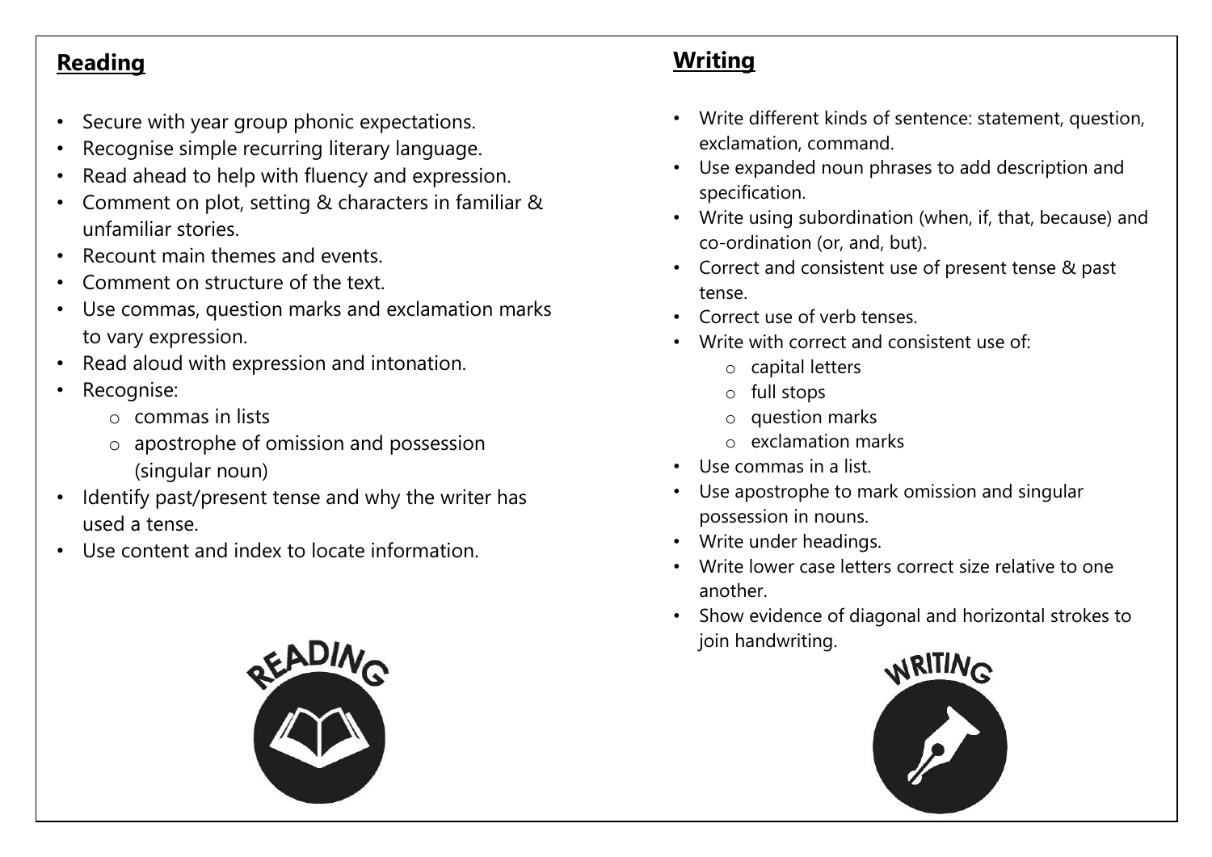## Reading

- Secure with year group phonic expectations.
- Recognise simple recurring literary language.
- Read ahead to help with fluency and expression.
- Comment on plot, setting & characters in familiar & unfamiliar stories.
- Recount main themes and events.
- Comment on structure of the text.
- Use commas, question marks and exclamation marks to vary expression.
- Read aloud with expression and intonation.
- Recognise:
  - commas in lists
  - apostrophe of omission and possession (singular noun)
- Identify past/present tense and why the writer has used a tense.
- Use content and index to locate information.

## Writing

- Write different kinds of sentence: statement, question, exclamation, command.
- Use expanded noun phrases to add description and specification.
- Write using subordination (when, if, that, because) and co-ordination (or, and, but).
- Correct and consistent use of present tense & past tense.
- Correct use of verb tenses.
- Write with correct and consistent use of:
  - capital letters
  - full stops
  - question marks
  - exclamation marks
- Use commas in a list.
- Use apostrophe to mark omission and singular possession in nouns.
- Write under headings.
- Write lower case letters correct size relative to one another.
- Show evidence of diagonal and horizontal strokes to join handwriting.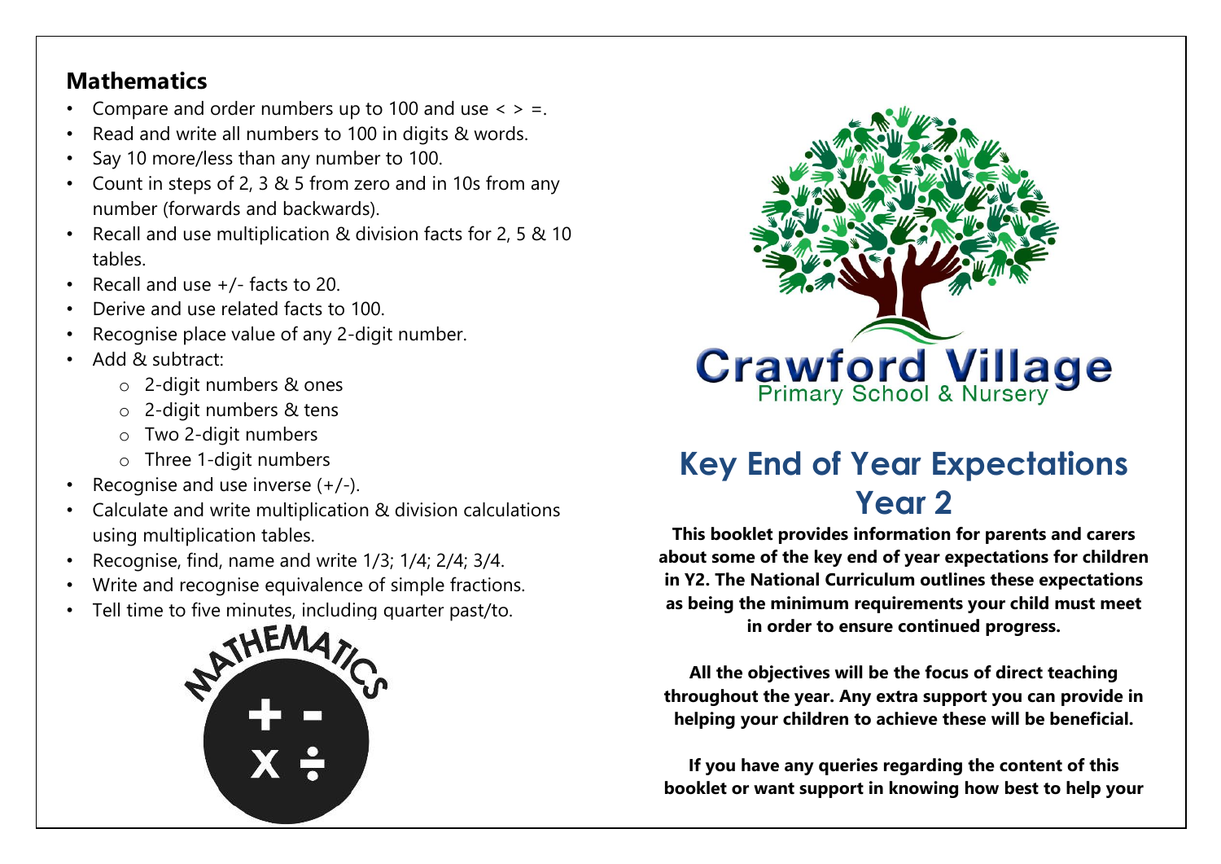## Mathematics

- Compare and order numbers up to 100 and use < > =.
- Read and write all numbers to 100 in digits & words.
- Say 10 more/less than any number to 100.
- Count in steps of 2, 3 & 5 from zero and in 10s from any number (forwards and backwards).
- Recall and use multiplication & division facts for 2, 5 & 10 tables.
- Recall and use +/- facts to 20.
- Derive and use related facts to 100.
- Recognise place value of any 2-digit number.
- Add & subtract:
  - 2-digit numbers & ones
  - 2-digit numbers & tens
  - Two 2-digit numbers
  - Three 1-digit numbers
- Recognise and use inverse (+/-).
- Calculate and write multiplication & division calculations using multiplication tables.
- Recognise, find, name and write 1/3; 1/4; 2/4; 3/4.
- Write and recognise equivalence of simple fractions.
- Tell time to five minutes, including quarter past/to.

Crawford Village
Primary School & Nursery

# Key End of Year Expectations Year 2

**This booklet provides information for parents and carers about some of the key end of year expectations for children in Y2. The National Curriculum outlines these expectations as being the minimum requirements your child must meet in order to ensure continued progress.**

**All the objectives will be the focus of direct teaching throughout the year. Any extra support you can provide in helping your children to achieve these will be beneficial.**

**If you have any queries regarding the content of this booklet or want support in knowing how best to help your**